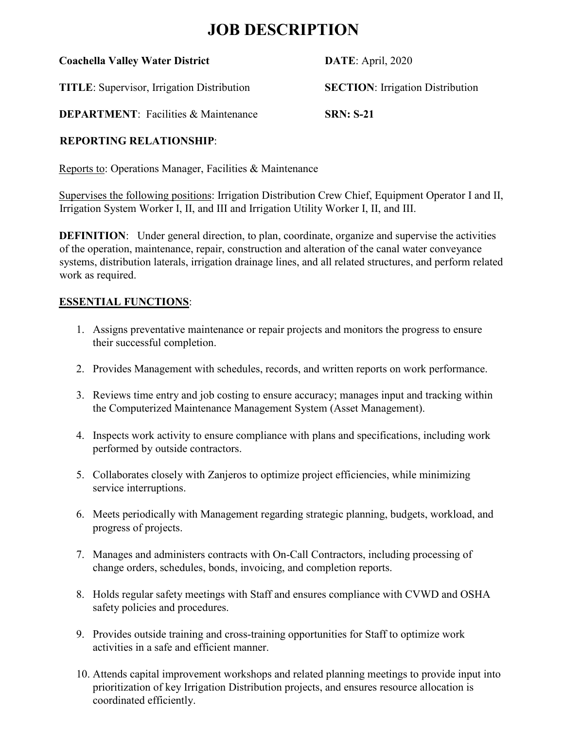# JOB DESCRIPTION

**Coachella Valley Water District**

**DATE**: April, 2020

**TITLE**: Supervisor, Irrigation Distribution

**SECTION**: Irrigation Distribution

**DEPARTMENT**: Facilities & Maintenance

**SRN: S-21**

**REPORTING RELATIONSHIP**:

Reports to: Operations Manager, Facilities & Maintenance

Supervises the following positions: Irrigation Distribution Crew Chief, Equipment Operator I and II, Irrigation System Worker I, II, and III and Irrigation Utility Worker I, II, and III.

**DEFINITION**: Under general direction, to plan, coordinate, organize and supervise the activities of the operation, maintenance, repair, construction and alteration of the canal water conveyance systems, distribution laterals, irrigation drainage lines, and all related structures, and perform related work as required.

## ESSENTIAL FUNCTIONS:

1. Assigns preventative maintenance or repair projects and monitors the progress to ensure their successful completion.
2. Provides Management with schedules, records, and written reports on work performance.
3. Reviews time entry and job costing to ensure accuracy; manages input and tracking within the Computerized Maintenance Management System (Asset Management).
4. Inspects work activity to ensure compliance with plans and specifications, including work performed by outside contractors.
5. Collaborates closely with Zanjeros to optimize project efficiencies, while minimizing service interruptions.
6. Meets periodically with Management regarding strategic planning, budgets, workload, and progress of projects.
7. Manages and administers contracts with On-Call Contractors, including processing of change orders, schedules, bonds, invoicing, and completion reports.
8. Holds regular safety meetings with Staff and ensures compliance with CVWD and OSHA safety policies and procedures.
9. Provides outside training and cross-training opportunities for Staff to optimize work activities in a safe and efficient manner.
10. Attends capital improvement workshops and related planning meetings to provide input into prioritization of key Irrigation Distribution projects, and ensures resource allocation is coordinated efficiently.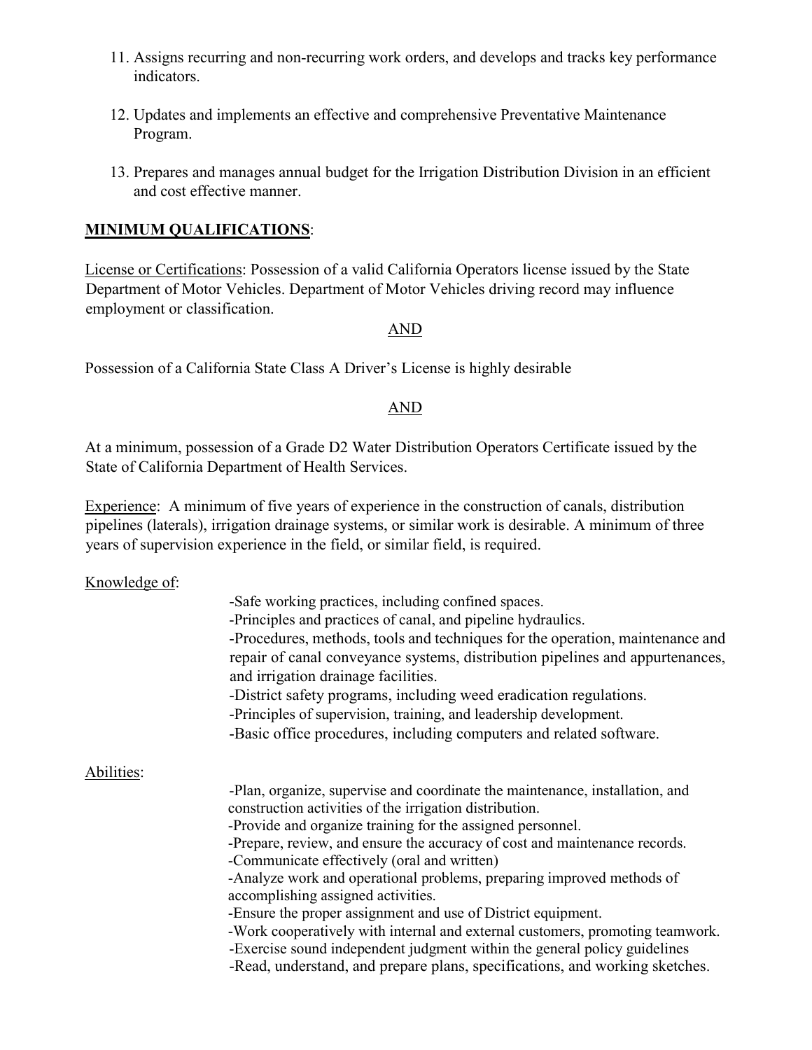11. Assigns recurring and non-recurring work orders, and develops and tracks key performance indicators.

12. Updates and implements an effective and comprehensive Preventative Maintenance Program.

13. Prepares and manages annual budget for the Irrigation Distribution Division in an efficient and cost effective manner.

**MINIMUM QUALIFICATIONS**:

License or Certifications: Possession of a valid California Operators license issued by the State Department of Motor Vehicles. Department of Motor Vehicles driving record may influence employment or classification.

AND

Possession of a California State Class A Driver's License is highly desirable

AND

At a minimum, possession of a Grade D2 Water Distribution Operators Certificate issued by the State of California Department of Health Services.

Experience: A minimum of five years of experience in the construction of canals, distribution pipelines (laterals), irrigation drainage systems, or similar work is desirable. A minimum of three years of supervision experience in the field, or similar field, is required.

Knowledge of:

- Safe working practices, including confined spaces.
- Principles and practices of canal, and pipeline hydraulics.
- Procedures, methods, tools and techniques for the operation, maintenance and repair of canal conveyance systems, distribution pipelines and appurtenances, and irrigation drainage facilities.
- District safety programs, including weed eradication regulations.
- Principles of supervision, training, and leadership development.
- Basic office procedures, including computers and related software.

Abilities:

- Plan, organize, supervise and coordinate the maintenance, installation, and construction activities of the irrigation distribution.
- Provide and organize training for the assigned personnel.
- Prepare, review, and ensure the accuracy of cost and maintenance records.
- Communicate effectively (oral and written)
- Analyze work and operational problems, preparing improved methods of accomplishing assigned activities.
- Ensure the proper assignment and use of District equipment.
- Work cooperatively with internal and external customers, promoting teamwork.
- Exercise sound independent judgment within the general policy guidelines
- Read, understand, and prepare plans, specifications, and working sketches.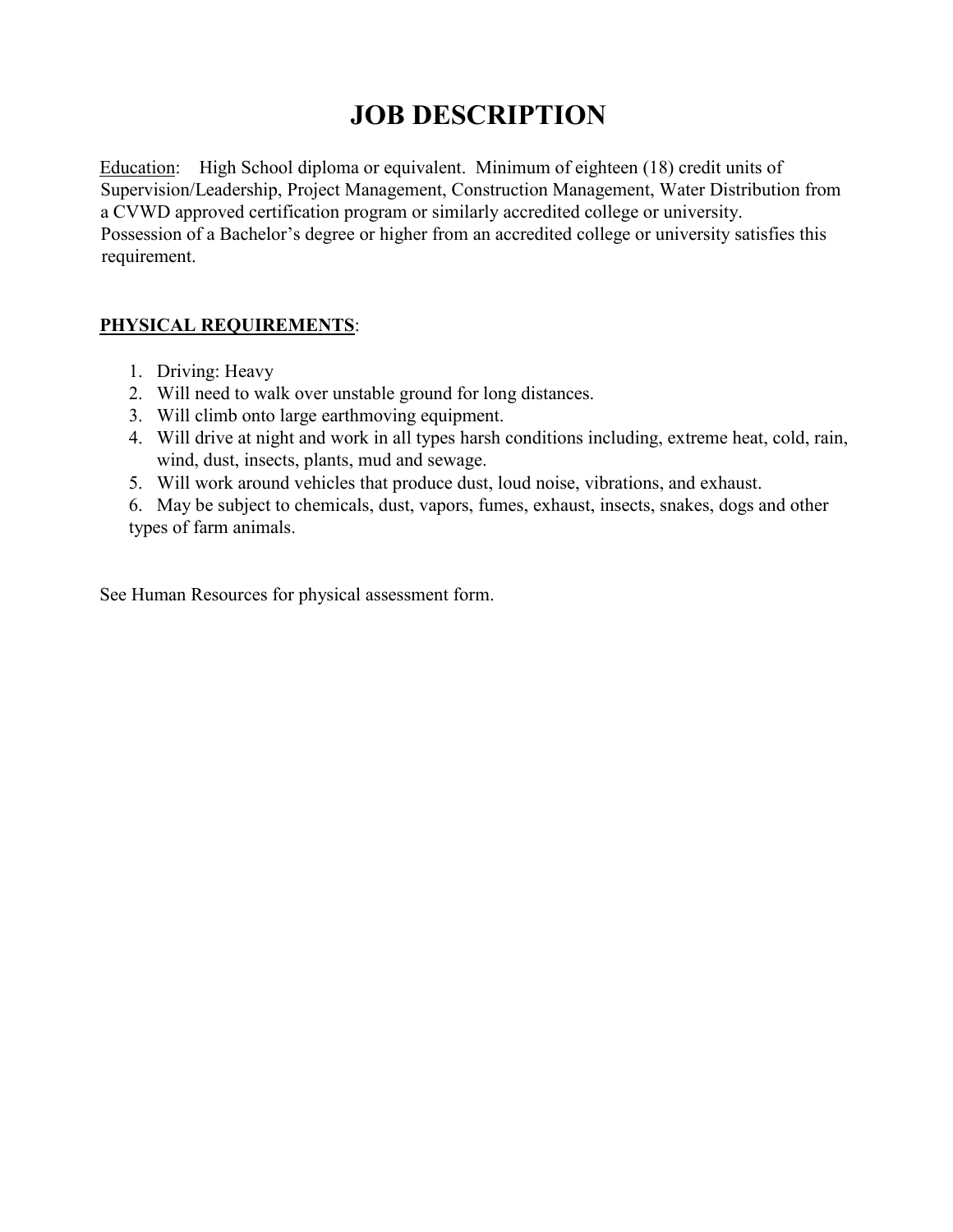# JOB DESCRIPTION

Education: High School diploma or equivalent. Minimum of eighteen (18) credit units of Supervision/Leadership, Project Management, Construction Management, Water Distribution from a CVWD approved certification program or similarly accredited college or university. Possession of a Bachelor's degree or higher from an accredited college or university satisfies this requirement.

**PHYSICAL REQUIREMENTS**:

1. Driving: Heavy
2. Will need to walk over unstable ground for long distances.
3. Will climb onto large earthmoving equipment.
4. Will drive at night and work in all types harsh conditions including, extreme heat, cold, rain, wind, dust, insects, plants, mud and sewage.
5. Will work around vehicles that produce dust, loud noise, vibrations, and exhaust.
6. May be subject to chemicals, dust, vapors, fumes, exhaust, insects, snakes, dogs and other types of farm animals.

See Human Resources for physical assessment form.